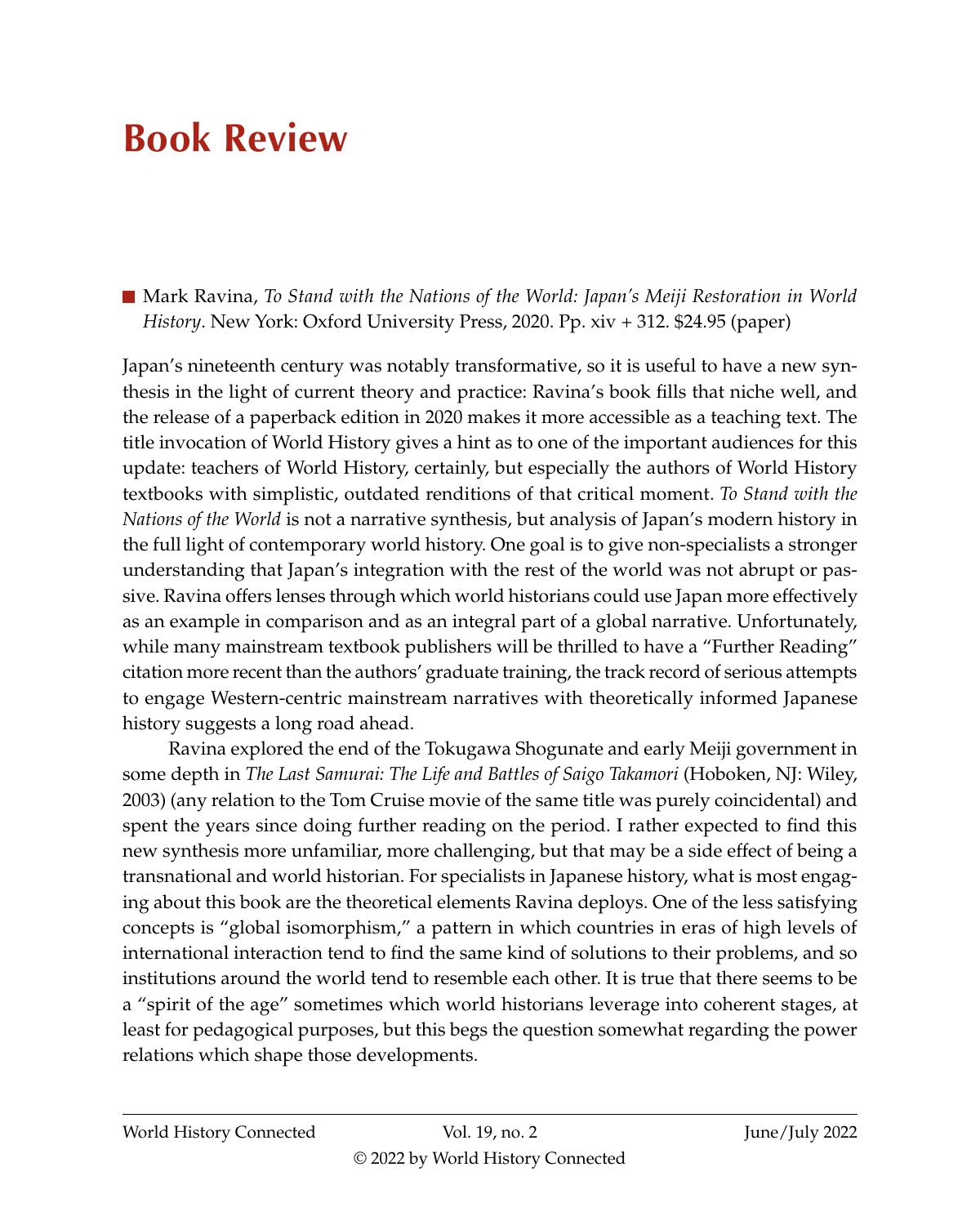# Book Review

■ Mark Ravina, *To Stand with the Nations of the World: Japan's Meiji Restoration in World History*. New York: Oxford University Press, 2020. Pp. xiv + 312. $24.95 (paper)

Japan's nineteenth century was notably transformative, so it is useful to have a new synthesis in the light of current theory and practice: Ravina's book fills that niche well, and the release of a paperback edition in 2020 makes it more accessible as a teaching text. The title invocation of World History gives a hint as to one of the important audiences for this update: teachers of World History, certainly, but especially the authors of World History textbooks with simplistic, outdated renditions of that critical moment. *To Stand with the Nations of the World* is not a narrative synthesis, but analysis of Japan's modern history in the full light of contemporary world history. One goal is to give non-specialists a stronger understanding that Japan's integration with the rest of the world was not abrupt or passive. Ravina offers lenses through which world historians could use Japan more effectively as an example in comparison and as an integral part of a global narrative. Unfortunately, while many mainstream textbook publishers will be thrilled to have a "Further Reading" citation more recent than the authors' graduate training, the track record of serious attempts to engage Western-centric mainstream narratives with theoretically informed Japanese history suggests a long road ahead.

Ravina explored the end of the Tokugawa Shogunate and early Meiji government in some depth in *The Last Samurai: The Life and Battles of Saigo Takamori* (Hoboken, NJ: Wiley, 2003) (any relation to the Tom Cruise movie of the same title was purely coincidental) and spent the years since doing further reading on the period. I rather expected to find this new synthesis more unfamiliar, more challenging, but that may be a side effect of being a transnational and world historian. For specialists in Japanese history, what is most engaging about this book are the theoretical elements Ravina deploys. One of the less satisfying concepts is "global isomorphism," a pattern in which countries in eras of high levels of international interaction tend to find the same kind of solutions to their problems, and so institutions around the world tend to resemble each other. It is true that there seems to be a "spirit of the age" sometimes which world historians leverage into coherent stages, at least for pedagogical purposes, but this begs the question somewhat regarding the power relations which shape those developments.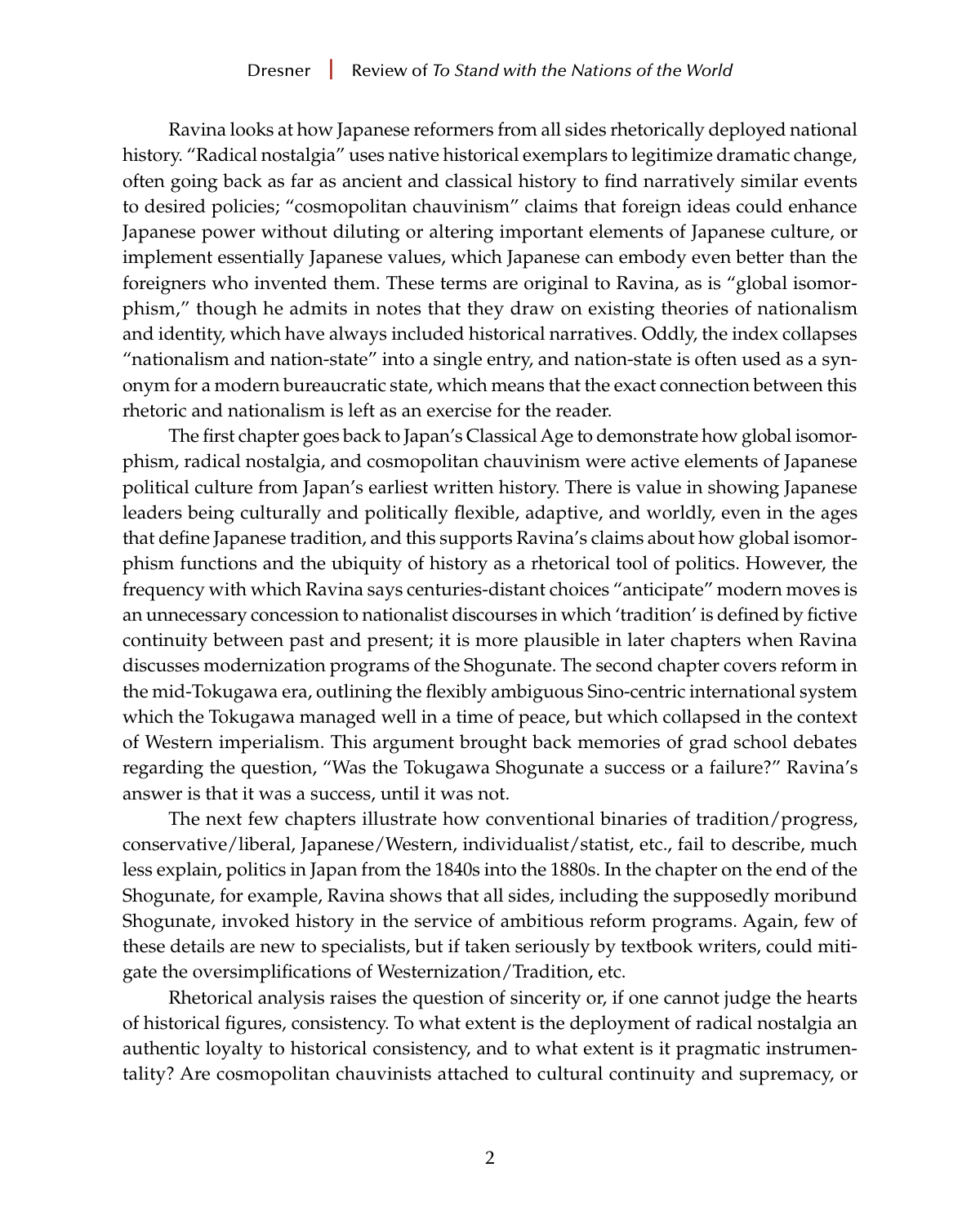Ravina looks at how Japanese reformers from all sides rhetorically deployed national history. "Radical nostalgia" uses native historical exemplars to legitimize dramatic change, often going back as far as ancient and classical history to find narratively similar events to desired policies; "cosmopolitan chauvinism" claims that foreign ideas could enhance Japanese power without diluting or altering important elements of Japanese culture, or implement essentially Japanese values, which Japanese can embody even better than the foreigners who invented them. These terms are original to Ravina, as is "global isomorphism," though he admits in notes that they draw on existing theories of nationalism and identity, which have always included historical narratives. Oddly, the index collapses "nationalism and nation-state" into a single entry, and nation-state is often used as a synonym for a modern bureaucratic state, which means that the exact connection between this rhetoric and nationalism is left as an exercise for the reader.

The first chapter goes back to Japan's Classical Age to demonstrate how global isomorphism, radical nostalgia, and cosmopolitan chauvinism were active elements of Japanese political culture from Japan's earliest written history. There is value in showing Japanese leaders being culturally and politically flexible, adaptive, and worldly, even in the ages that define Japanese tradition, and this supports Ravina's claims about how global isomorphism functions and the ubiquity of history as a rhetorical tool of politics. However, the frequency with which Ravina says centuries-distant choices "anticipate" modern moves is an unnecessary concession to nationalist discourses in which 'tradition' is defined by fictive continuity between past and present; it is more plausible in later chapters when Ravina discusses modernization programs of the Shogunate. The second chapter covers reform in the mid-Tokugawa era, outlining the flexibly ambiguous Sino-centric international system which the Tokugawa managed well in a time of peace, but which collapsed in the context of Western imperialism. This argument brought back memories of grad school debates regarding the question, "Was the Tokugawa Shogunate a success or a failure?" Ravina's answer is that it was a success, until it was not.

The next few chapters illustrate how conventional binaries of tradition/progress, conservative/liberal, Japanese/Western, individualist/statist, etc., fail to describe, much less explain, politics in Japan from the 1840s into the 1880s. In the chapter on the end of the Shogunate, for example, Ravina shows that all sides, including the supposedly moribund Shogunate, invoked history in the service of ambitious reform programs. Again, few of these details are new to specialists, but if taken seriously by textbook writers, could mitigate the oversimplifications of Westernization/Tradition, etc.

Rhetorical analysis raises the question of sincerity or, if one cannot judge the hearts of historical figures, consistency. To what extent is the deployment of radical nostalgia an authentic loyalty to historical consistency, and to what extent is it pragmatic instrumentality? Are cosmopolitan chauvinists attached to cultural continuity and supremacy, or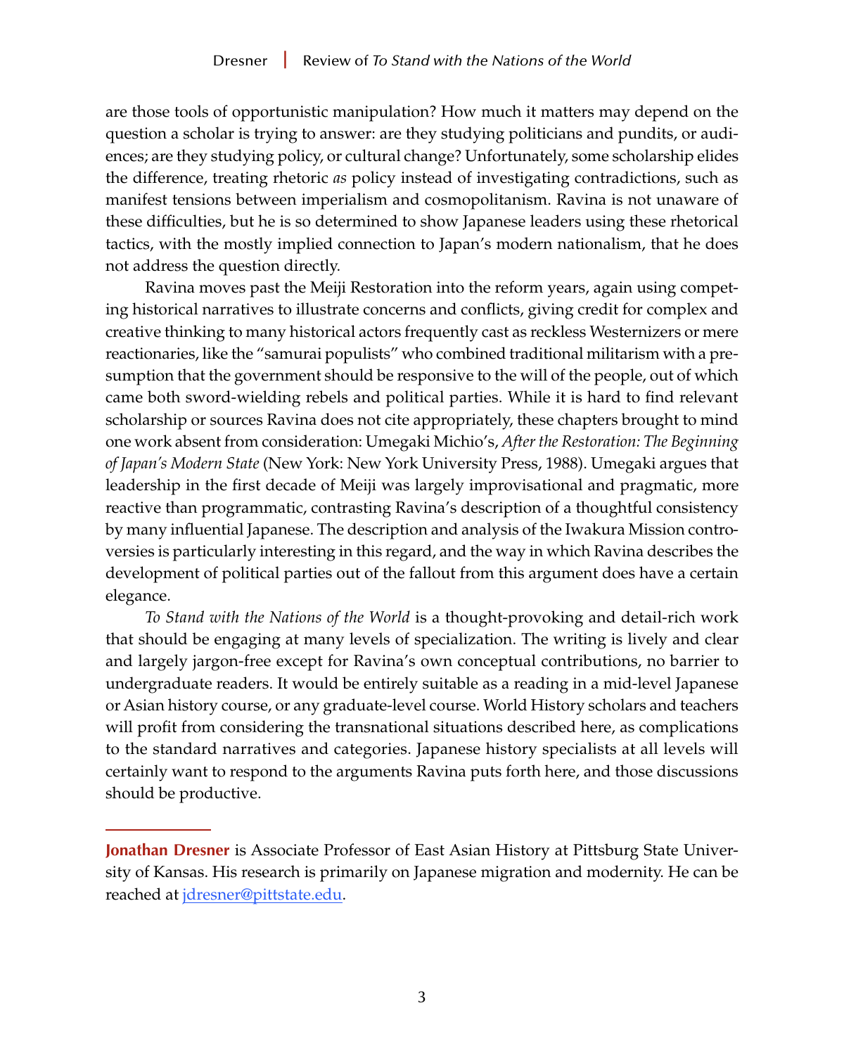are those tools of opportunistic manipulation? How much it matters may depend on the question a scholar is trying to answer: are they studying politicians and pundits, or audiences; are they studying policy, or cultural change? Unfortunately, some scholarship elides the difference, treating rhetoric *as* policy instead of investigating contradictions, such as manifest tensions between imperialism and cosmopolitanism. Ravina is not unaware of these difficulties, but he is so determined to show Japanese leaders using these rhetorical tactics, with the mostly implied connection to Japan's modern nationalism, that he does not address the question directly.

Ravina moves past the Meiji Restoration into the reform years, again using competing historical narratives to illustrate concerns and conflicts, giving credit for complex and creative thinking to many historical actors frequently cast as reckless Westernizers or mere reactionaries, like the "samurai populists" who combined traditional militarism with a presumption that the government should be responsive to the will of the people, out of which came both sword-wielding rebels and political parties. While it is hard to find relevant scholarship or sources Ravina does not cite appropriately, these chapters brought to mind one work absent from consideration: Umegaki Michio's, *After the Restoration: The Beginning of Japan's Modern State* (New York: New York University Press, 1988). Umegaki argues that leadership in the first decade of Meiji was largely improvisational and pragmatic, more reactive than programmatic, contrasting Ravina's description of a thoughtful consistency by many influential Japanese. The description and analysis of the Iwakura Mission controversies is particularly interesting in this regard, and the way in which Ravina describes the development of political parties out of the fallout from this argument does have a certain elegance.

*To Stand with the Nations of the World* is a thought-provoking and detail-rich work that should be engaging at many levels of specialization. The writing is lively and clear and largely jargon-free except for Ravina's own conceptual contributions, no barrier to undergraduate readers. It would be entirely suitable as a reading in a mid-level Japanese or Asian history course, or any graduate-level course. World History scholars and teachers will profit from considering the transnational situations described here, as complications to the standard narratives and categories. Japanese history specialists at all levels will certainly want to respond to the arguments Ravina puts forth here, and those discussions should be productive.

---

**Jonathan Dresner** is Associate Professor of East Asian History at Pittsburg State University of Kansas. His research is primarily on Japanese migration and modernity. He can be reached at jdresner@pittstate.edu.